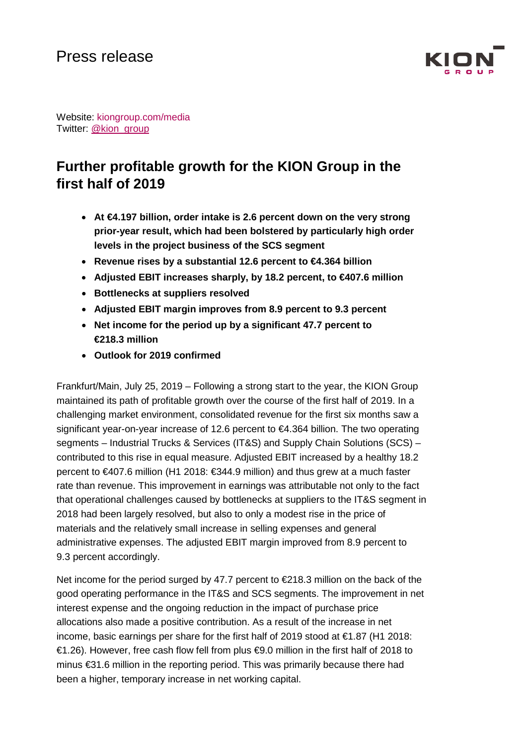Press release

Website: kiongroup.com/media
Twitter: @kion_group

# Further profitable growth for the KION Group in the first half of 2019

- **At €4.197 billion, order intake is 2.6 percent down on the very strong prior-year result, which had been bolstered by particularly high order levels in the project business of the SCS segment**
- **Revenue rises by a substantial 12.6 percent to €4.364 billion**
- **Adjusted EBIT increases sharply, by 18.2 percent, to €407.6 million**
- **Bottlenecks at suppliers resolved**
- **Adjusted EBIT margin improves from 8.9 percent to 9.3 percent**
- **Net income for the period up by a significant 47.7 percent to €218.3 million**
- **Outlook for 2019 confirmed**

Frankfurt/Main, July 25, 2019 – Following a strong start to the year, the KION Group maintained its path of profitable growth over the course of the first half of 2019. In a challenging market environment, consolidated revenue for the first six months saw a significant year-on-year increase of 12.6 percent to €4.364 billion. The two operating segments – Industrial Trucks & Services (IT&S) and Supply Chain Solutions (SCS) – contributed to this rise in equal measure. Adjusted EBIT increased by a healthy 18.2 percent to €407.6 million (H1 2018: €344.9 million) and thus grew at a much faster rate than revenue. This improvement in earnings was attributable not only to the fact that operational challenges caused by bottlenecks at suppliers to the IT&S segment in 2018 had been largely resolved, but also to only a modest rise in the price of materials and the relatively small increase in selling expenses and general administrative expenses. The adjusted EBIT margin improved from 8.9 percent to 9.3 percent accordingly.

Net income for the period surged by 47.7 percent to €218.3 million on the back of the good operating performance in the IT&S and SCS segments. The improvement in net interest expense and the ongoing reduction in the impact of purchase price allocations also made a positive contribution. As a result of the increase in net income, basic earnings per share for the first half of 2019 stood at €1.87 (H1 2018: €1.26). However, free cash flow fell from plus €9.0 million in the first half of 2018 to minus €31.6 million in the reporting period. This was primarily because there had been a higher, temporary increase in net working capital.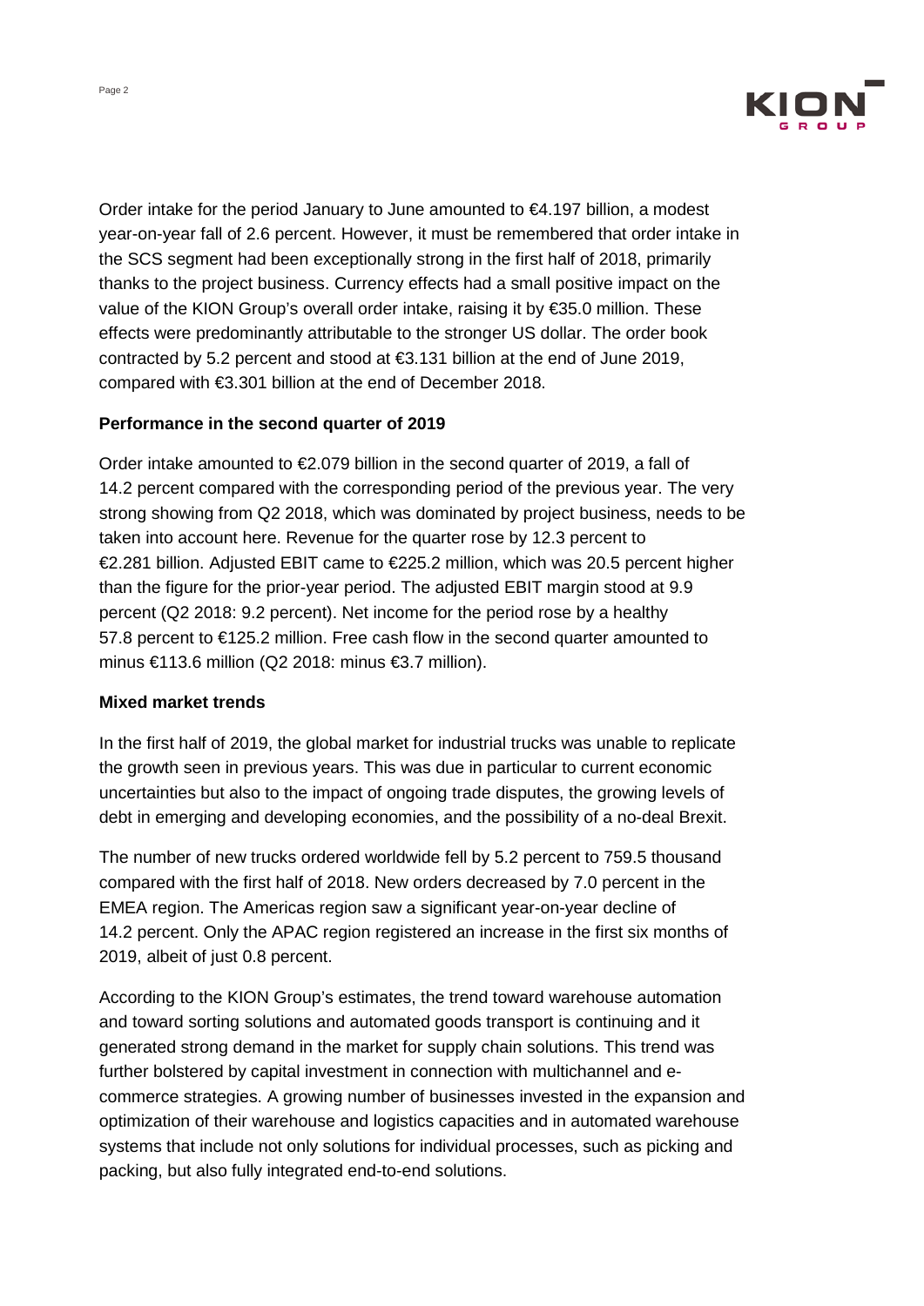Order intake for the period January to June amounted to €4.197 billion, a modest year-on-year fall of 2.6 percent. However, it must be remembered that order intake in the SCS segment had been exceptionally strong in the first half of 2018, primarily thanks to the project business. Currency effects had a small positive impact on the value of the KION Group's overall order intake, raising it by €35.0 million. These effects were predominantly attributable to the stronger US dollar. The order book contracted by 5.2 percent and stood at €3.131 billion at the end of June 2019, compared with €3.301 billion at the end of December 2018.

**Performance in the second quarter of 2019**

Order intake amounted to €2.079 billion in the second quarter of 2019, a fall of 14.2 percent compared with the corresponding period of the previous year. The very strong showing from Q2 2018, which was dominated by project business, needs to be taken into account here. Revenue for the quarter rose by 12.3 percent to €2.281 billion. Adjusted EBIT came to €225.2 million, which was 20.5 percent higher than the figure for the prior-year period. The adjusted EBIT margin stood at 9.9 percent (Q2 2018: 9.2 percent). Net income for the period rose by a healthy 57.8 percent to €125.2 million. Free cash flow in the second quarter amounted to minus €113.6 million (Q2 2018: minus €3.7 million).

**Mixed market trends**

In the first half of 2019, the global market for industrial trucks was unable to replicate the growth seen in previous years. This was due in particular to current economic uncertainties but also to the impact of ongoing trade disputes, the growing levels of debt in emerging and developing economies, and the possibility of a no-deal Brexit.

The number of new trucks ordered worldwide fell by 5.2 percent to 759.5 thousand compared with the first half of 2018. New orders decreased by 7.0 percent in the EMEA region. The Americas region saw a significant year-on-year decline of 14.2 percent. Only the APAC region registered an increase in the first six months of 2019, albeit of just 0.8 percent.

According to the KION Group's estimates, the trend toward warehouse automation and toward sorting solutions and automated goods transport is continuing and it generated strong demand in the market for supply chain solutions. This trend was further bolstered by capital investment in connection with multichannel and e-commerce strategies. A growing number of businesses invested in the expansion and optimization of their warehouse and logistics capacities and in automated warehouse systems that include not only solutions for individual processes, such as picking and packing, but also fully integrated end-to-end solutions.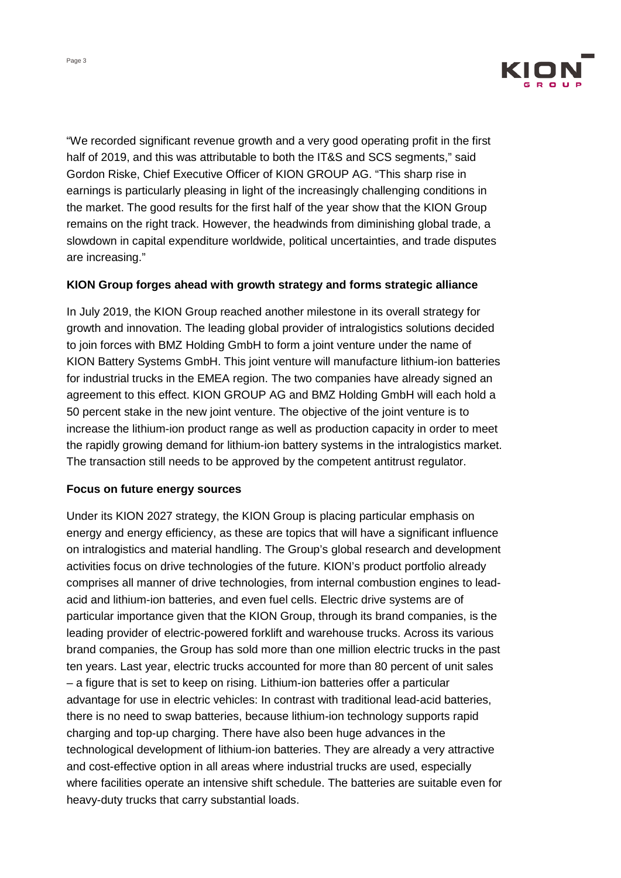"We recorded significant revenue growth and a very good operating profit in the first half of 2019, and this was attributable to both the IT&S and SCS segments," said Gordon Riske, Chief Executive Officer of KION GROUP AG. "This sharp rise in earnings is particularly pleasing in light of the increasingly challenging conditions in the market. The good results for the first half of the year show that the KION Group remains on the right track. However, the headwinds from diminishing global trade, a slowdown in capital expenditure worldwide, political uncertainties, and trade disputes are increasing."

**KION Group forges ahead with growth strategy and forms strategic alliance**

In July 2019, the KION Group reached another milestone in its overall strategy for growth and innovation. The leading global provider of intralogistics solutions decided to join forces with BMZ Holding GmbH to form a joint venture under the name of KION Battery Systems GmbH. This joint venture will manufacture lithium-ion batteries for industrial trucks in the EMEA region. The two companies have already signed an agreement to this effect. KION GROUP AG and BMZ Holding GmbH will each hold a 50 percent stake in the new joint venture. The objective of the joint venture is to increase the lithium-ion product range as well as production capacity in order to meet the rapidly growing demand for lithium-ion battery systems in the intralogistics market. The transaction still needs to be approved by the competent antitrust regulator.

**Focus on future energy sources**

Under its KION 2027 strategy, the KION Group is placing particular emphasis on energy and energy efficiency, as these are topics that will have a significant influence on intralogistics and material handling. The Group's global research and development activities focus on drive technologies of the future. KION's product portfolio already comprises all manner of drive technologies, from internal combustion engines to lead-acid and lithium-ion batteries, and even fuel cells. Electric drive systems are of particular importance given that the KION Group, through its brand companies, is the leading provider of electric-powered forklift and warehouse trucks. Across its various brand companies, the Group has sold more than one million electric trucks in the past ten years. Last year, electric trucks accounted for more than 80 percent of unit sales – a figure that is set to keep on rising. Lithium-ion batteries offer a particular advantage for use in electric vehicles: In contrast with traditional lead-acid batteries, there is no need to swap batteries, because lithium-ion technology supports rapid charging and top-up charging. There have also been huge advances in the technological development of lithium-ion batteries. They are already a very attractive and cost-effective option in all areas where industrial trucks are used, especially where facilities operate an intensive shift schedule. The batteries are suitable even for heavy-duty trucks that carry substantial loads.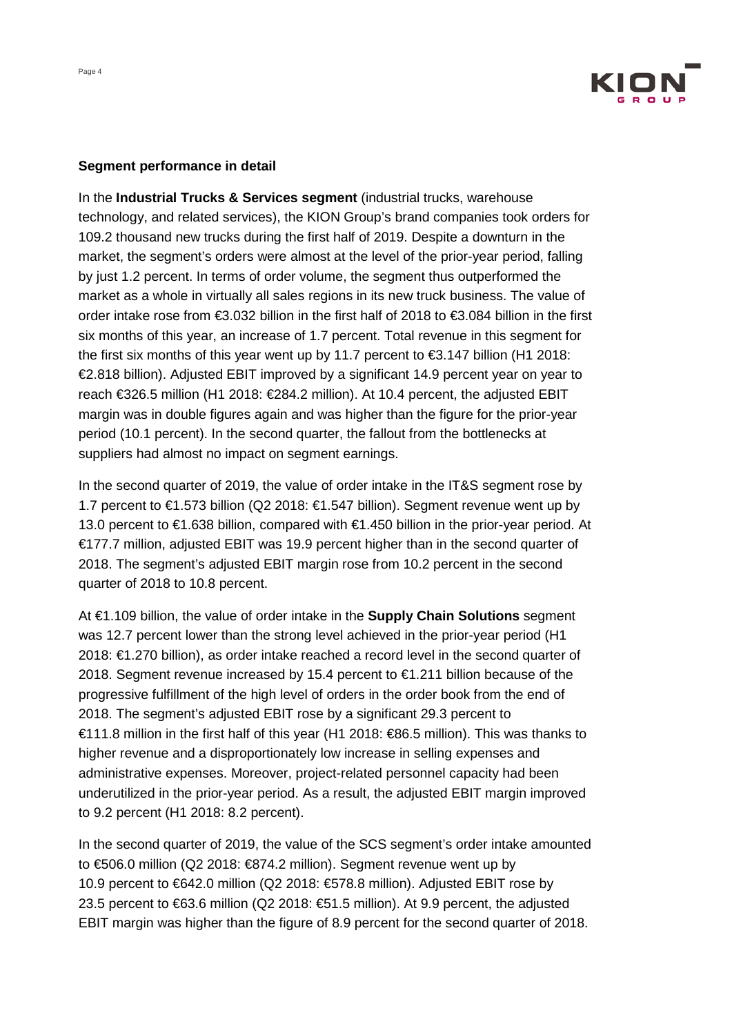**Segment performance in detail**

In the **Industrial Trucks & Services segment** (industrial trucks, warehouse technology, and related services), the KION Group's brand companies took orders for 109.2 thousand new trucks during the first half of 2019. Despite a downturn in the market, the segment's orders were almost at the level of the prior-year period, falling by just 1.2 percent. In terms of order volume, the segment thus outperformed the market as a whole in virtually all sales regions in its new truck business. The value of order intake rose from €3.032 billion in the first half of 2018 to €3.084 billion in the first six months of this year, an increase of 1.7 percent. Total revenue in this segment for the first six months of this year went up by 11.7 percent to €3.147 billion (H1 2018: €2.818 billion). Adjusted EBIT improved by a significant 14.9 percent year on year to reach €326.5 million (H1 2018: €284.2 million). At 10.4 percent, the adjusted EBIT margin was in double figures again and was higher than the figure for the prior-year period (10.1 percent). In the second quarter, the fallout from the bottlenecks at suppliers had almost no impact on segment earnings.

In the second quarter of 2019, the value of order intake in the IT&S segment rose by 1.7 percent to €1.573 billion (Q2 2018: €1.547 billion). Segment revenue went up by 13.0 percent to €1.638 billion, compared with €1.450 billion in the prior-year period. At €177.7 million, adjusted EBIT was 19.9 percent higher than in the second quarter of 2018. The segment's adjusted EBIT margin rose from 10.2 percent in the second quarter of 2018 to 10.8 percent.

At €1.109 billion, the value of order intake in the **Supply Chain Solutions** segment was 12.7 percent lower than the strong level achieved in the prior-year period (H1 2018: €1.270 billion), as order intake reached a record level in the second quarter of 2018. Segment revenue increased by 15.4 percent to €1.211 billion because of the progressive fulfillment of the high level of orders in the order book from the end of 2018. The segment's adjusted EBIT rose by a significant 29.3 percent to €111.8 million in the first half of this year (H1 2018: €86.5 million). This was thanks to higher revenue and a disproportionately low increase in selling expenses and administrative expenses. Moreover, project-related personnel capacity had been underutilized in the prior-year period. As a result, the adjusted EBIT margin improved to 9.2 percent (H1 2018: 8.2 percent).

In the second quarter of 2019, the value of the SCS segment's order intake amounted to €506.0 million (Q2 2018: €874.2 million). Segment revenue went up by 10.9 percent to €642.0 million (Q2 2018: €578.8 million). Adjusted EBIT rose by 23.5 percent to €63.6 million (Q2 2018: €51.5 million). At 9.9 percent, the adjusted EBIT margin was higher than the figure of 8.9 percent for the second quarter of 2018.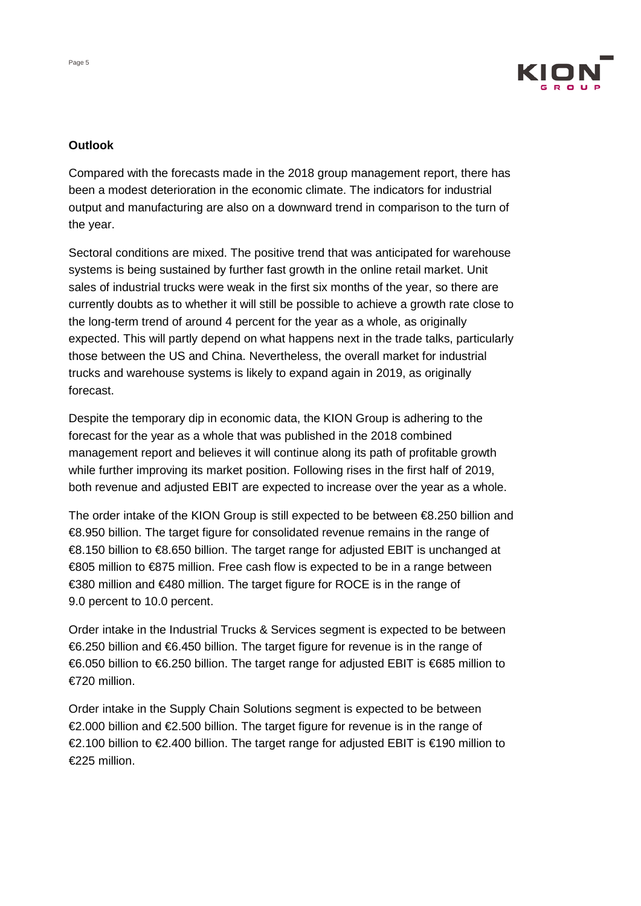**Outlook**

Compared with the forecasts made in the 2018 group management report, there has been a modest deterioration in the economic climate. The indicators for industrial output and manufacturing are also on a downward trend in comparison to the turn of the year.

Sectoral conditions are mixed. The positive trend that was anticipated for warehouse systems is being sustained by further fast growth in the online retail market. Unit sales of industrial trucks were weak in the first six months of the year, so there are currently doubts as to whether it will still be possible to achieve a growth rate close to the long-term trend of around 4 percent for the year as a whole, as originally expected. This will partly depend on what happens next in the trade talks, particularly those between the US and China. Nevertheless, the overall market for industrial trucks and warehouse systems is likely to expand again in 2019, as originally forecast.

Despite the temporary dip in economic data, the KION Group is adhering to the forecast for the year as a whole that was published in the 2018 combined management report and believes it will continue along its path of profitable growth while further improving its market position. Following rises in the first half of 2019, both revenue and adjusted EBIT are expected to increase over the year as a whole.

The order intake of the KION Group is still expected to be between €8.250 billion and €8.950 billion. The target figure for consolidated revenue remains in the range of €8.150 billion to €8.650 billion. The target range for adjusted EBIT is unchanged at €805 million to €875 million. Free cash flow is expected to be in a range between €380 million and €480 million. The target figure for ROCE is in the range of 9.0 percent to 10.0 percent.

Order intake in the Industrial Trucks & Services segment is expected to be between €6.250 billion and €6.450 billion. The target figure for revenue is in the range of €6.050 billion to €6.250 billion. The target range for adjusted EBIT is €685 million to €720 million.

Order intake in the Supply Chain Solutions segment is expected to be between €2.000 billion and €2.500 billion. The target figure for revenue is in the range of €2.100 billion to €2.400 billion. The target range for adjusted EBIT is €190 million to €225 million.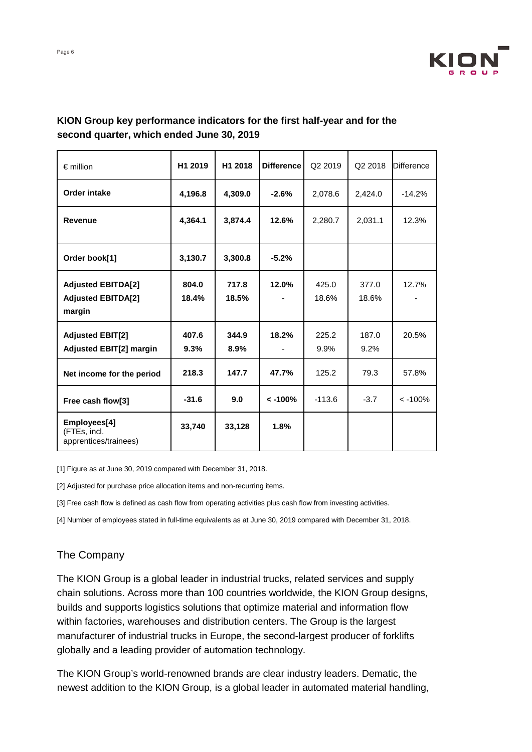**KION Group key performance indicators for the first half-year and for the second quarter, which ended June 30, 2019**

| € million | H1 2019 | H1 2018 | Difference | Q2 2019 | Q2 2018 | Difference |
|---|---|---|---|---|---|---|
| **Order intake** | **4,196.8** | **4,309.0** | **-2.6%** | 2,078.6 | 2,424.0 | -14.2% |
| **Revenue** | **4,364.1** | **3,874.4** | **12.6%** | 2,280.7 | 2,031.1 | 12.3% |
| **Order book[1]** | **3,130.7** | **3,300.8** | **-5.2%** | | | |
| **Adjusted EBITDA[2]**<br>**Adjusted EBITDA[2] margin** | **804.0**<br>**18.4%** | **717.8**<br>**18.5%** | **12.0%**<br>- | 425.0<br>18.6% | 377.0<br>18.6% | 12.7%<br>- |
| **Adjusted EBIT[2]**<br>**Adjusted EBIT[2] margin** | **407.6**<br>**9.3%** | **344.9**<br>**8.9%** | **18.2%**<br>- | 225.2<br>9.9% | 187.0<br>9.2% | 20.5%<br>- |
| **Net income for the period** | **218.3** | **147.7** | **47.7%** | 125.2 | 79.3 | 57.8% |
| **Free cash flow[3]** | **-31.6** | **9.0** | **< -100%** | -113.6 | -3.7 | < -100% |
| **Employees[4]** (FTEs, incl. apprentices/trainees) | **33,740** | **33,128** | **1.8%** | | | |

[1] Figure as at June 30, 2019 compared with December 31, 2018.

[2] Adjusted for purchase price allocation items and non-recurring items.

[3] Free cash flow is defined as cash flow from operating activities plus cash flow from investing activities.

[4] Number of employees stated in full-time equivalents as at June 30, 2019 compared with December 31, 2018.

## The Company

The KION Group is a global leader in industrial trucks, related services and supply chain solutions. Across more than 100 countries worldwide, the KION Group designs, builds and supports logistics solutions that optimize material and information flow within factories, warehouses and distribution centers. The Group is the largest manufacturer of industrial trucks in Europe, the second-largest producer of forklifts globally and a leading provider of automation technology.

The KION Group's world-renowned brands are clear industry leaders. Dematic, the newest addition to the KION Group, is a global leader in automated material handling,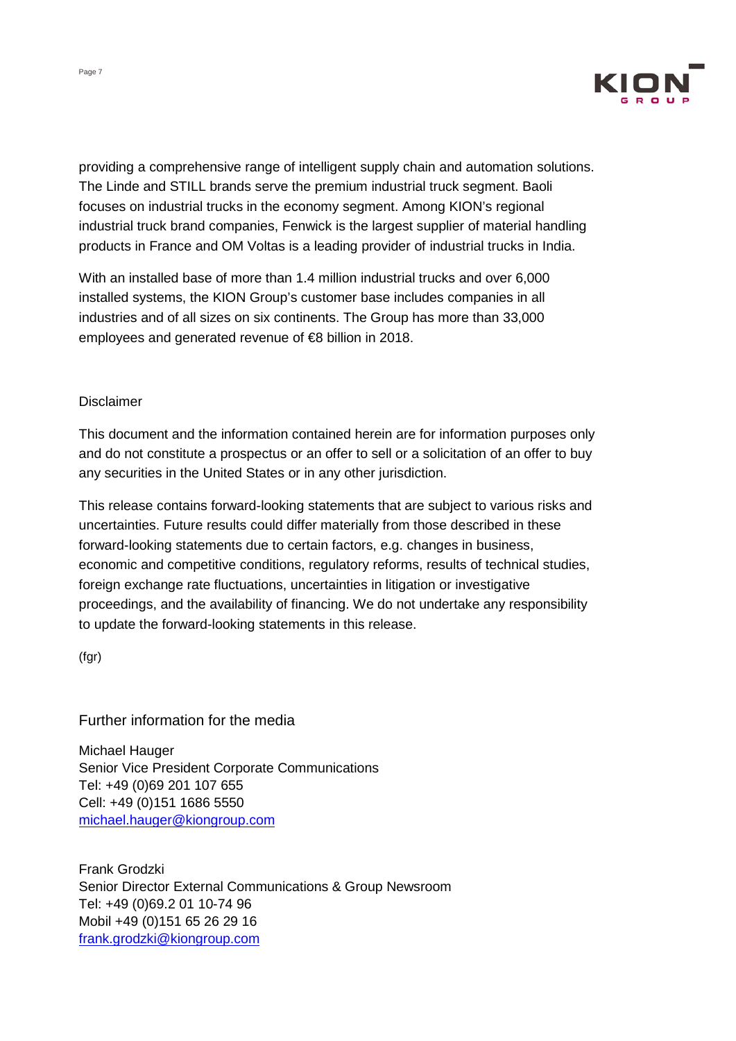providing a comprehensive range of intelligent supply chain and automation solutions. The Linde and STILL brands serve the premium industrial truck segment. Baoli focuses on industrial trucks in the economy segment. Among KION's regional industrial truck brand companies, Fenwick is the largest supplier of material handling products in France and OM Voltas is a leading provider of industrial trucks in India.

With an installed base of more than 1.4 million industrial trucks and over 6,000 installed systems, the KION Group's customer base includes companies in all industries and of all sizes on six continents. The Group has more than 33,000 employees and generated revenue of €8 billion in 2018.

Disclaimer

This document and the information contained herein are for information purposes only and do not constitute a prospectus or an offer to sell or a solicitation of an offer to buy any securities in the United States or in any other jurisdiction.

This release contains forward-looking statements that are subject to various risks and uncertainties. Future results could differ materially from those described in these forward-looking statements due to certain factors, e.g. changes in business, economic and competitive conditions, regulatory reforms, results of technical studies, foreign exchange rate fluctuations, uncertainties in litigation or investigative proceedings, and the availability of financing. We do not undertake any responsibility to update the forward-looking statements in this release.

(fgr)

## Further information for the media

Michael Hauger
Senior Vice President Corporate Communications
Tel: +49 (0)69 201 107 655
Cell: +49 (0)151 1686 5550
michael.hauger@kiongroup.com

Frank Grodzki
Senior Director External Communications & Group Newsroom
Tel: +49 (0)69.2 01 10-74 96
Mobil +49 (0)151 65 26 29 16
frank.grodzki@kiongroup.com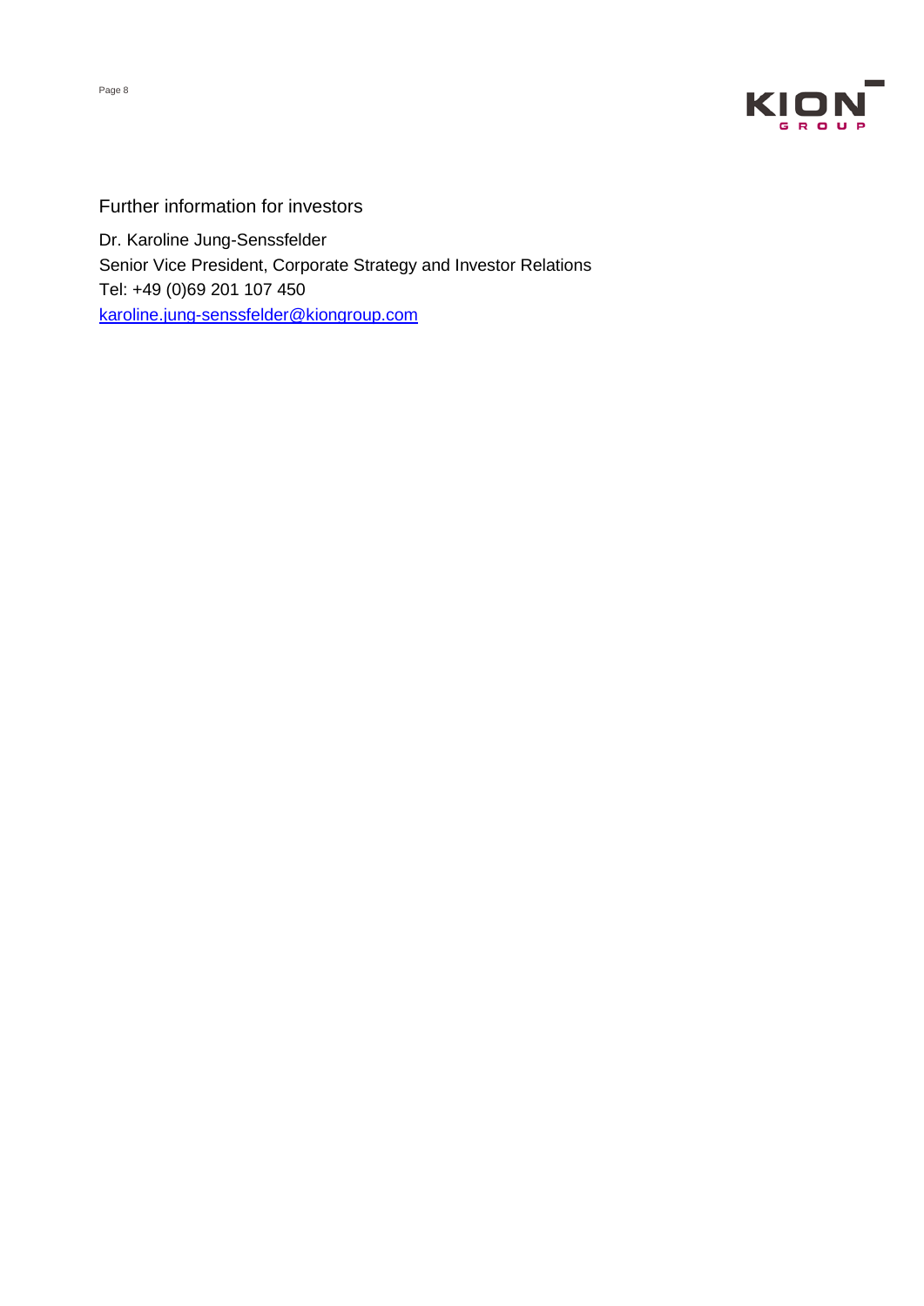Further information for investors

Dr. Karoline Jung-Senssfelder
Senior Vice President, Corporate Strategy and Investor Relations
Tel: +49 (0)69 201 107 450
karoline.jung-senssfelder@kiongroup.com